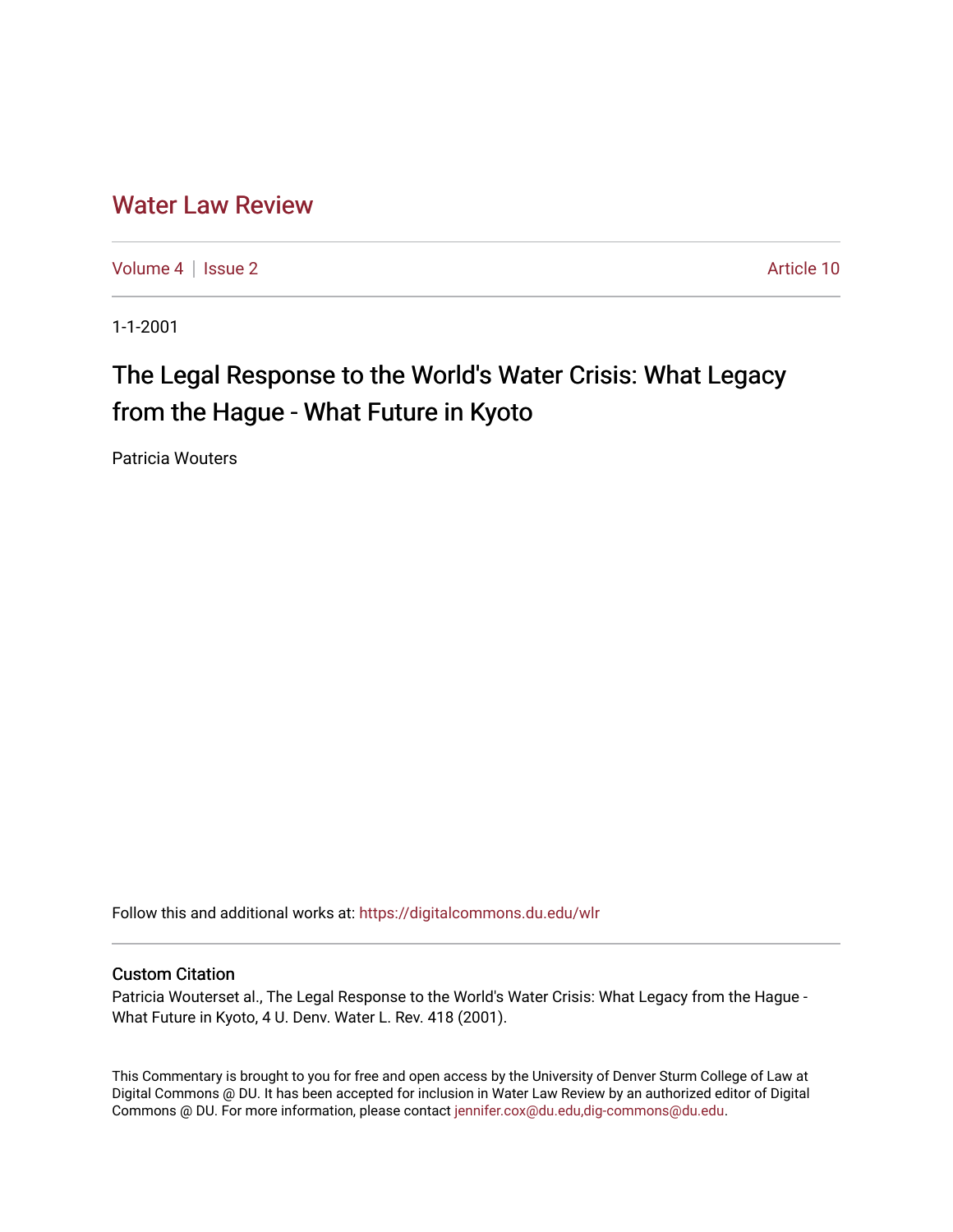# Water Law Review

Volume 4 | Issue 2 Article 10

1-1-2001

## The Legal Response to the World's Water Crisis: What Legacy from the Hague - What Future in Kyoto

Patricia Wouters

Follow this and additional works at: https://digitalcommons.du.edu/wlr

### Custom Citation

Patricia Wouterset al., The Legal Response to the World's Water Crisis: What Legacy from the Hague - What Future in Kyoto, 4 U. Denv. Water L. Rev. 418 (2001).

This Commentary is brought to you for free and open access by the University of Denver Sturm College of Law at Digital Commons @ DU. It has been accepted for inclusion in Water Law Review by an authorized editor of Digital Commons @ DU. For more information, please contact jennifer.cox@du.edu,dig-commons@du.edu.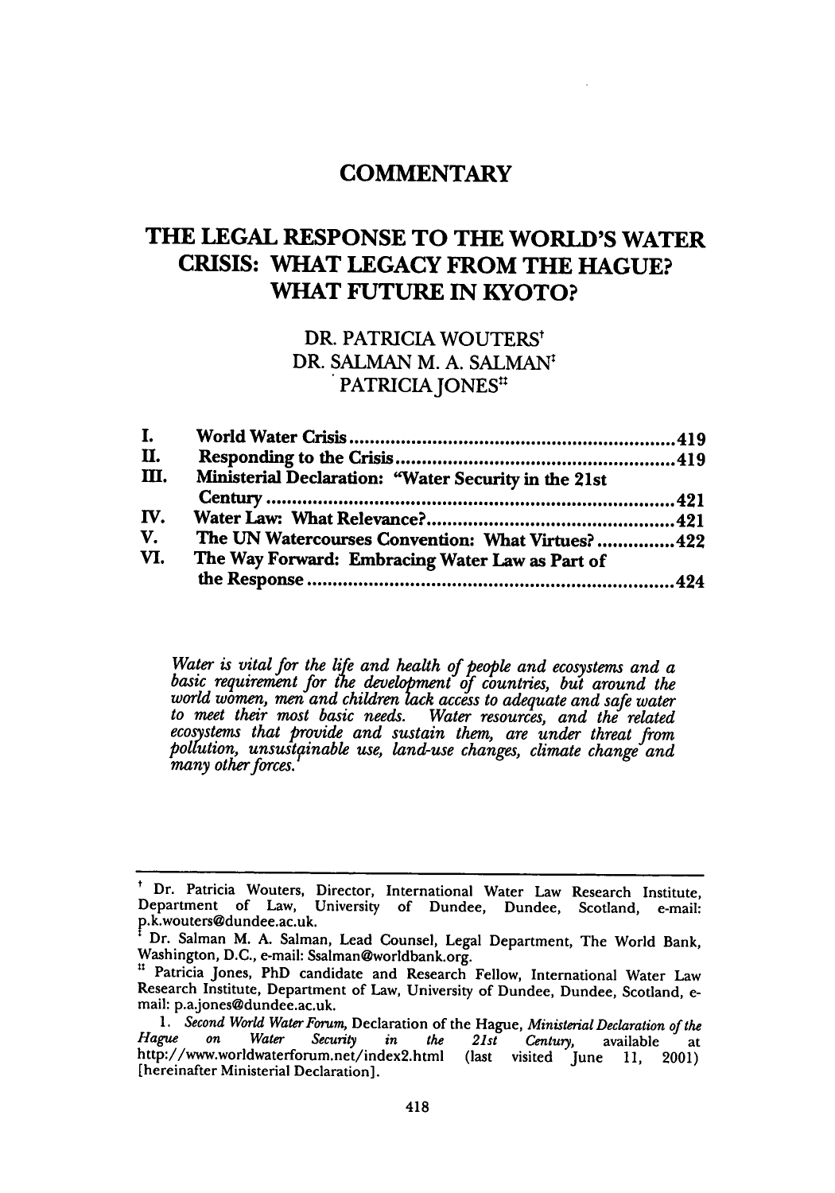# COMMENTARY

# THE LEGAL RESPONSE TO THE WORLD'S WATER CRISIS: WHAT LEGACY FROM THE HAGUE? WHAT FUTURE IN KYOTO?

DR. PATRICIA WOUTERS[†]
DR. SALMAN M. A. SALMAN[‡]
PATRICIA JONES[‡‡]

| | | |
|---|---|---|
| I. | World Water Crisis | 419 |
| II. | Responding to the Crisis | 419 |
| III. | Ministerial Declaration: "Water Security in the 21st Century | 421 |
| IV. | Water Law: What Relevance? | 421 |
| V. | The UN Watercourses Convention: What Virtues? | 422 |
| VI. | The Way Forward: Embracing Water Law as Part of the Response | 424 |

*Water is vital for the life and health of people and ecosystems and a basic requirement for the development of countries, but around the world women, men and children lack access to adequate and safe water to meet their most basic needs. Water resources, and the related ecosystems that provide and sustain them, are under threat from pollution, unsustainable use, land-use changes, climate change and many other forces.*[1]

---

[†] Dr. Patricia Wouters, Director, International Water Law Research Institute, Department of Law, University of Dundee, Dundee, Scotland, e-mail: p.k.wouters@dundee.ac.uk.

[‡] Dr. Salman M. A. Salman, Lead Counsel, Legal Department, The World Bank, Washington, D.C., e-mail: Ssalman@worldbank.org.

[‡‡] Patricia Jones, PhD candidate and Research Fellow, International Water Law Research Institute, Department of Law, University of Dundee, Dundee, Scotland, e-mail: p.a.jones@dundee.ac.uk.

1. *Second World Water Forum*, Declaration of the Hague, *Ministerial Declaration of the Hague on Water Security in the 21st Century*, available at http://www.worldwaterforum.net/index2.html (last visited June 11, 2001) [hereinafter Ministerial Declaration].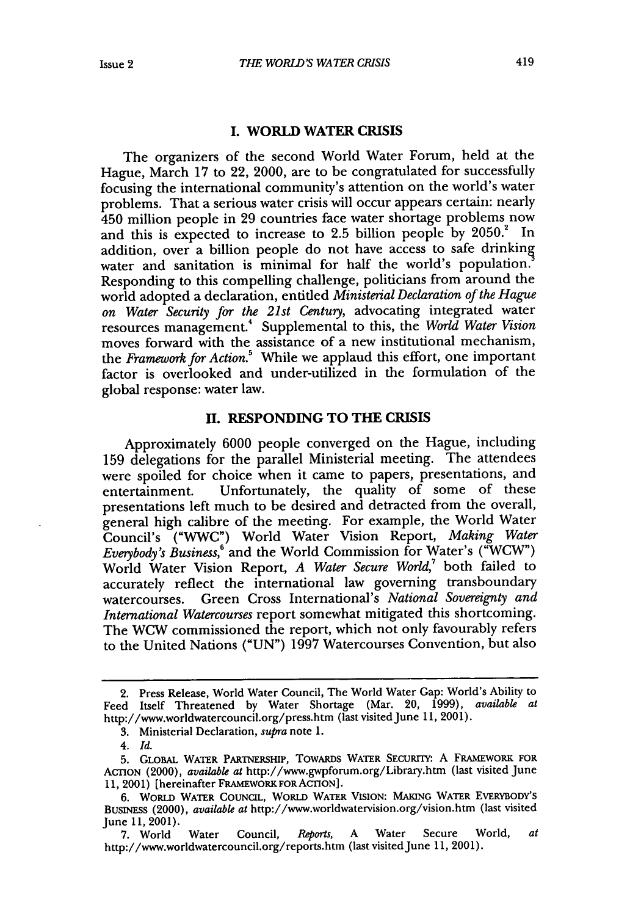## I. WORLD WATER CRISIS

The organizers of the second World Water Forum, held at the Hague, March 17 to 22, 2000, are to be congratulated for successfully focusing the international community's attention on the world's water problems. That a serious water crisis will occur appears certain: nearly 450 million people in 29 countries face water shortage problems now and this is expected to increase to 2.5 billion people by 2050.[2] In addition, over a billion people do not have access to safe drinking water and sanitation is minimal for half the world's population.[3] Responding to this compelling challenge, politicians from around the world adopted a declaration, entitled *Ministerial Declaration of the Hague on Water Security for the 21st Century*, advocating integrated water resources management.[4] Supplemental to this, the *World Water Vision* moves forward with the assistance of a new institutional mechanism, the *Framework for Action*.[5] While we applaud this effort, one important factor is overlooked and under-utilized in the formulation of the global response: water law.

## II. RESPONDING TO THE CRISIS

Approximately 6000 people converged on the Hague, including 159 delegations for the parallel Ministerial meeting. The attendees were spoiled for choice when it came to papers, presentations, and entertainment. Unfortunately, the quality of some of these presentations left much to be desired and detracted from the overall, general high calibre of the meeting. For example, the World Water Council's ("WWC") World Water Vision Report, *Making Water Everybody's Business*,[6] and the World Commission for Water's ("WCW") World Water Vision Report, *A Water Secure World*,[7] both failed to accurately reflect the international law governing transboundary watercourses. Green Cross International's *National Sovereignty and International Watercourses* report somewhat mitigated this shortcoming. The WCW commissioned the report, which not only favourably refers to the United Nations ("UN") 1997 Watercourses Convention, but also

---

2. Press Release, World Water Council, The World Water Gap: World's Ability to Feed Itself Threatened by Water Shortage (Mar. 20, 1999), *available at* http://www.worldwatercouncil.org/press.htm (last visited June 11, 2001).

3. Ministerial Declaration, *supra* note 1.

4. *Id.*

5. GLOBAL WATER PARTNERSHIP, TOWARDS WATER SECURITY: A FRAMEWORK FOR ACTION (2000), *available at* http://www.gwpforum.org/Library.htm (last visited June 11, 2001) [hereinafter FRAMEWORK FOR ACTION].

6. WORLD WATER COUNCIL, WORLD WATER VISION: MAKING WATER EVERYBODY'S BUSINESS (2000), *available at* http://www.worldwatervision.org/vision.htm (last visited June 11, 2001).

7. World Water Council, *Reports*, A Water Secure World, *at* http://www.worldwatercouncil.org/reports.htm (last visited June 11, 2001).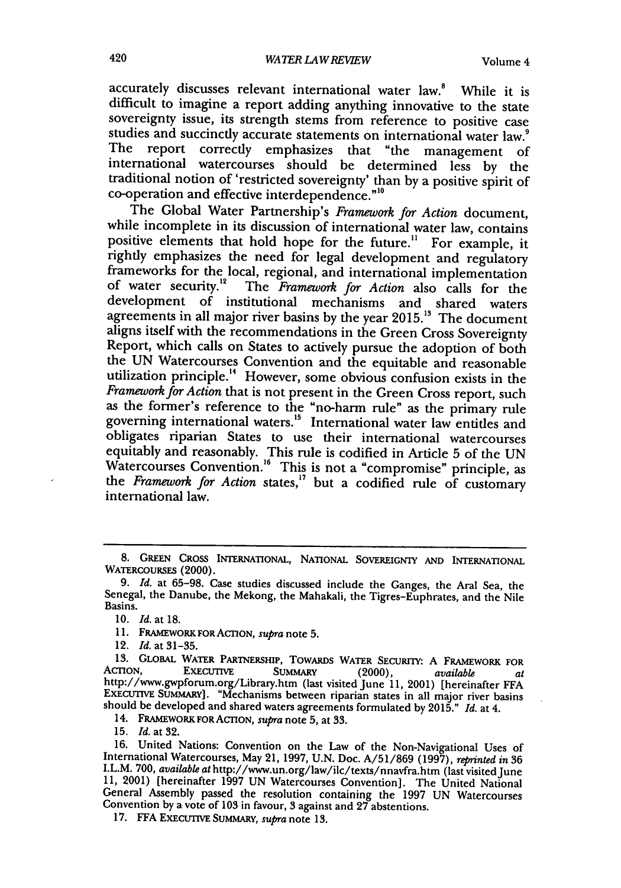accurately discusses relevant international water law.[8] While it is difficult to imagine a report adding anything innovative to the state sovereignty issue, its strength stems from reference to positive case studies and succinctly accurate statements on international water law.[9] The report correctly emphasizes that "the management of international watercourses should be determined less by the traditional notion of 'restricted sovereignty' than by a positive spirit of co-operation and effective interdependence."[10]

The Global Water Partnership's *Framework for Action* document, while incomplete in its discussion of international water law, contains positive elements that hold hope for the future.[11] For example, it rightly emphasizes the need for legal development and regulatory frameworks for the local, regional, and international implementation of water security.[12] The *Framework for Action* also calls for the development of institutional mechanisms and shared waters agreements in all major river basins by the year 2015.[13] The document aligns itself with the recommendations in the Green Cross Sovereignty Report, which calls on States to actively pursue the adoption of both the UN Watercourses Convention and the equitable and reasonable utilization principle.[14] However, some obvious confusion exists in the *Framework for Action* that is not present in the Green Cross report, such as the former's reference to the "no-harm rule" as the primary rule governing international waters.[15] International water law entitles and obligates riparian States to use their international watercourses equitably and reasonably. This rule is codified in Article 5 of the UN Watercourses Convention.[16] This is not a "compromise" principle, as the *Framework for Action* states,[17] but a codified rule of customary international law.

---

8. GREEN CROSS INTERNATIONAL, NATIONAL SOVEREIGNTY AND INTERNATIONAL WATERCOURSES (2000).

9. *Id.* at 65–98. Case studies discussed include the Ganges, the Aral Sea, the Senegal, the Danube, the Mekong, the Mahakali, the Tigres–Euphrates, and the Nile Basins.

10. *Id.* at 18.

11. FRAMEWORK FOR ACTION, *supra* note 5.

12. *Id.* at 31–35.

13. GLOBAL WATER PARTNERSHIP, TOWARDS WATER SECURITY: A FRAMEWORK FOR ACTION, EXECUTIVE SUMMARY (2000), *available at* http://www.gwpforum.org/Library.htm (last visited June 11, 2001) [hereinafter FFA EXECUTIVE SUMMARY]. "Mechanisms between riparian states in all major river basins should be developed and shared waters agreements formulated by 2015." *Id.* at 4.

14. FRAMEWORK FOR ACTION, *supra* note 5, at 33.

15. *Id.* at 32.

16. United Nations: Convention on the Law of the Non-Navigational Uses of International Watercourses, May 21, 1997, U.N. Doc. A/51/869 (1997), *reprinted in* 36 I.L.M. 700, *available at* http://www.un.org/law/ilc/texts/nnavfra.htm (last visited June 11, 2001) [hereinafter 1997 UN Watercourses Convention]. The United National General Assembly passed the resolution containing the 1997 UN Watercourses Convention by a vote of 103 in favour, 3 against and 27 abstentions.

17. FFA EXECUTIVE SUMMARY, *supra* note 13.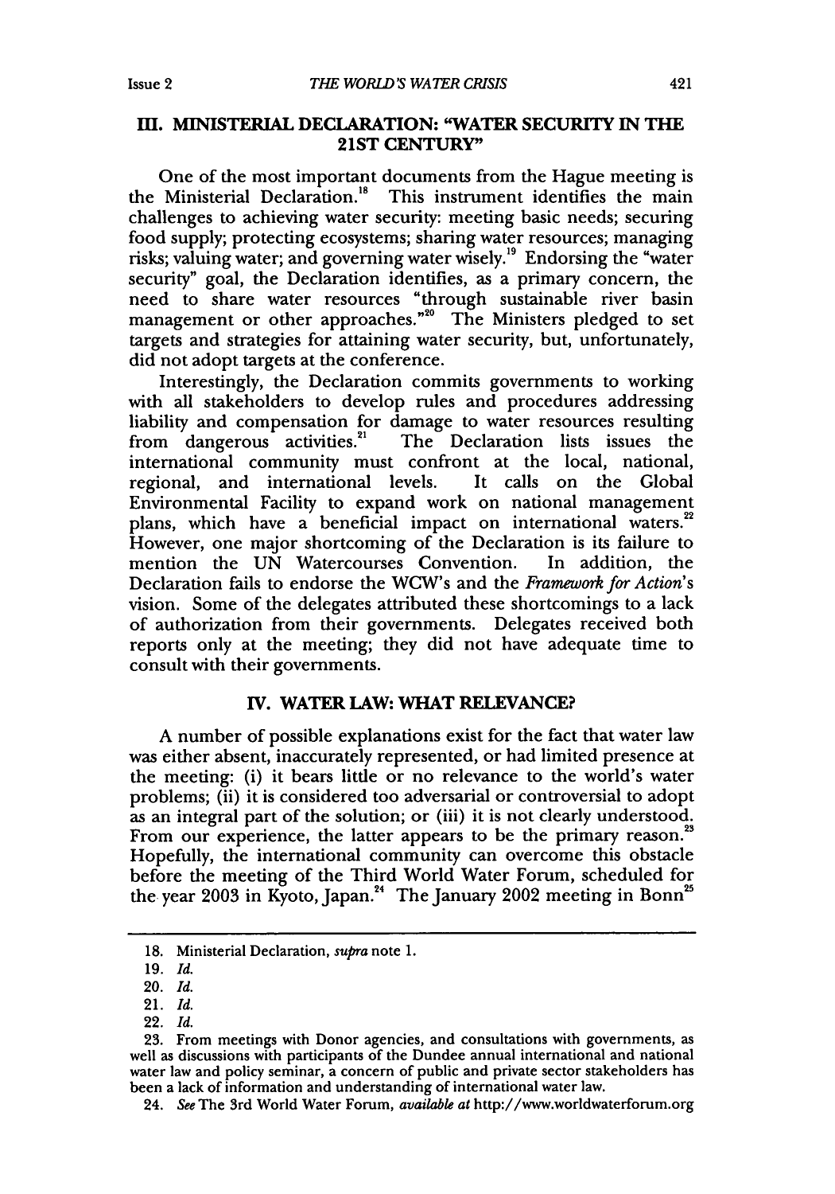## III. MINISTERIAL DECLARATION: "WATER SECURITY IN THE 21ST CENTURY"

One of the most important documents from the Hague meeting is the Ministerial Declaration.[18] This instrument identifies the main challenges to achieving water security: meeting basic needs; securing food supply; protecting ecosystems; sharing water resources; managing risks; valuing water; and governing water wisely.[19] Endorsing the "water security" goal, the Declaration identifies, as a primary concern, the need to share water resources "through sustainable river basin management or other approaches."[20] The Ministers pledged to set targets and strategies for attaining water security, but, unfortunately, did not adopt targets at the conference.

Interestingly, the Declaration commits governments to working with all stakeholders to develop rules and procedures addressing liability and compensation for damage to water resources resulting from dangerous activities.[21] The Declaration lists issues the international community must confront at the local, national, regional, and international levels. It calls on the Global Environmental Facility to expand work on national management plans, which have a beneficial impact on international waters.[22] However, one major shortcoming of the Declaration is its failure to mention the UN Watercourses Convention. In addition, the Declaration fails to endorse the WCW's and the *Framework for Action*'s vision. Some of the delegates attributed these shortcomings to a lack of authorization from their governments. Delegates received both reports only at the meeting; they did not have adequate time to consult with their governments.

## IV. WATER LAW: WHAT RELEVANCE?

A number of possible explanations exist for the fact that water law was either absent, inaccurately represented, or had limited presence at the meeting: (i) it bears little or no relevance to the world's water problems; (ii) it is considered too adversarial or controversial to adopt as an integral part of the solution; or (iii) it is not clearly understood. From our experience, the latter appears to be the primary reason.[23] Hopefully, the international community can overcome this obstacle before the meeting of the Third World Water Forum, scheduled for the year 2003 in Kyoto, Japan.[24] The January 2002 meeting in Bonn[25]

---

18. Ministerial Declaration, *supra* note 1.

19. *Id.*

20. *Id.*

21. *Id.*

22. *Id.*

23. From meetings with Donor agencies, and consultations with governments, as well as discussions with participants of the Dundee annual international and national water law and policy seminar, a concern of public and private sector stakeholders has been a lack of information and understanding of international water law.

24. *See* The 3rd World Water Forum, *available at* http://www.worldwaterforum.org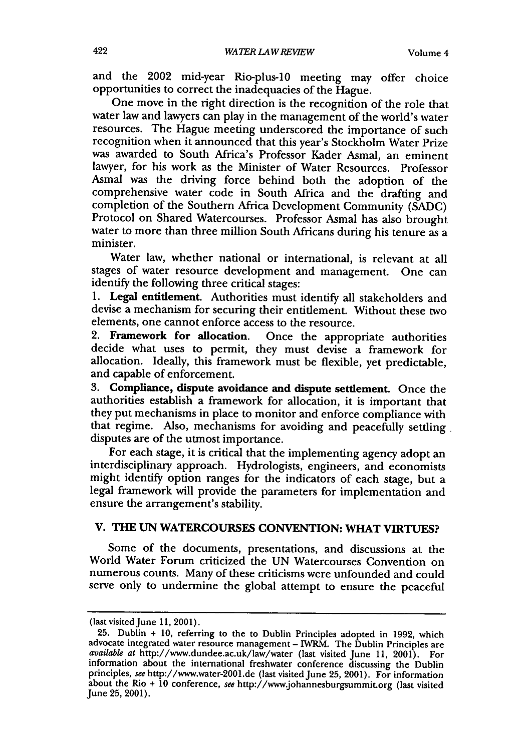and the 2002 mid-year Rio-plus-10 meeting may offer choice opportunities to correct the inadequacies of the Hague.

One move in the right direction is the recognition of the role that water law and lawyers can play in the management of the world's water resources. The Hague meeting underscored the importance of such recognition when it announced that this year's Stockholm Water Prize was awarded to South Africa's Professor Kader Asmal, an eminent lawyer, for his work as the Minister of Water Resources. Professor Asmal was the driving force behind both the adoption of the comprehensive water code in South Africa and the drafting and completion of the Southern Africa Development Community (SADC) Protocol on Shared Watercourses. Professor Asmal has also brought water to more than three million South Africans during his tenure as a minister.

Water law, whether national or international, is relevant at all stages of water resource development and management. One can identify the following three critical stages:

1. **Legal entitlement.** Authorities must identify all stakeholders and devise a mechanism for securing their entitlement. Without these two elements, one cannot enforce access to the resource.
2. **Framework for allocation.** Once the appropriate authorities decide what uses to permit, they must devise a framework for allocation. Ideally, this framework must be flexible, yet predictable, and capable of enforcement.
3. **Compliance, dispute avoidance and dispute settlement.** Once the authorities establish a framework for allocation, it is important that they put mechanisms in place to monitor and enforce compliance with that regime. Also, mechanisms for avoiding and peacefully settling disputes are of the utmost importance.

For each stage, it is critical that the implementing agency adopt an interdisciplinary approach. Hydrologists, engineers, and economists might identify option ranges for the indicators of each stage, but a legal framework will provide the parameters for implementation and ensure the arrangement's stability.

## V. THE UN WATERCOURSES CONVENTION: WHAT VIRTUES?

Some of the documents, presentations, and discussions at the World Water Forum criticized the UN Watercourses Convention on numerous counts. Many of these criticisms were unfounded and could serve only to undermine the global attempt to ensure the peaceful

---

(last visited June 11, 2001).

25. Dublin + 10, referring to the to Dublin Principles adopted in 1992, which advocate integrated water resource management – IWRM. The Dublin Principles are *available at* http://www.dundee.ac.uk/law/water (last visited June 11, 2001). For information about the international freshwater conference discussing the Dublin principles, *see* http://www.water-2001.de (last visited June 25, 2001). For information about the Rio + 10 conference, *see* http://www.johannesburgsummit.org (last visited June 25, 2001).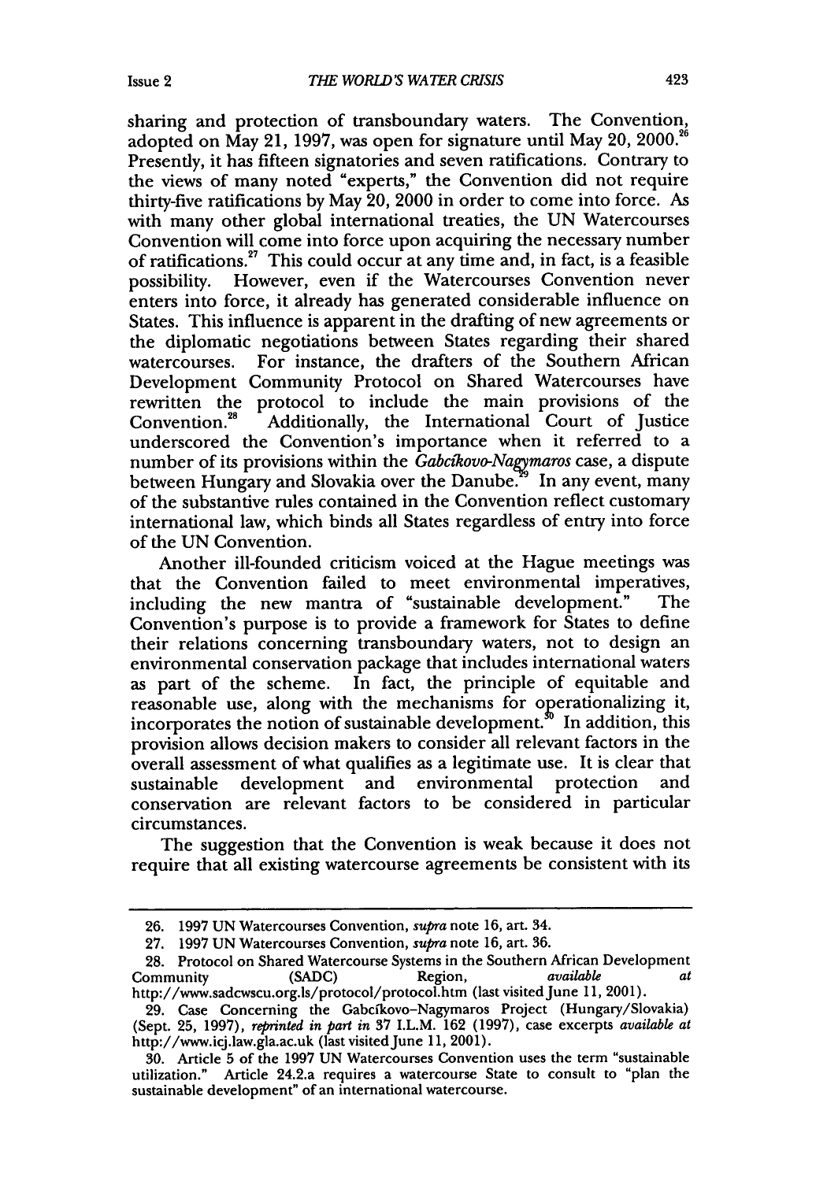sharing and protection of transboundary waters. The Convention, adopted on May 21, 1997, was open for signature until May 20, 2000.[26] Presently, it has fifteen signatories and seven ratifications. Contrary to the views of many noted "experts," the Convention did not require thirty-five ratifications by May 20, 2000 in order to come into force. As with many other global international treaties, the UN Watercourses Convention will come into force upon acquiring the necessary number of ratifications.[27] This could occur at any time and, in fact, is a feasible possibility. However, even if the Watercourses Convention never enters into force, it already has generated considerable influence on States. This influence is apparent in the drafting of new agreements or the diplomatic negotiations between States regarding their shared watercourses. For instance, the drafters of the Southern African Development Community Protocol on Shared Watercourses have rewritten the protocol to include the main provisions of the Convention.[28] Additionally, the International Court of Justice underscored the Convention's importance when it referred to a number of its provisions within the *Gabcíkovo-Nagymaros* case, a dispute between Hungary and Slovakia over the Danube.[29] In any event, many of the substantive rules contained in the Convention reflect customary international law, which binds all States regardless of entry into force of the UN Convention.

Another ill-founded criticism voiced at the Hague meetings was that the Convention failed to meet environmental imperatives, including the new mantra of "sustainable development." The Convention's purpose is to provide a framework for States to define their relations concerning transboundary waters, not to design an environmental conservation package that includes international waters as part of the scheme. In fact, the principle of equitable and reasonable use, along with the mechanisms for operationalizing it, incorporates the notion of sustainable development.[30] In addition, this provision allows decision makers to consider all relevant factors in the overall assessment of what qualifies as a legitimate use. It is clear that sustainable development and environmental protection and conservation are relevant factors to be considered in particular circumstances.

The suggestion that the Convention is weak because it does not require that all existing watercourse agreements be consistent with its

---

26. 1997 UN Watercourses Convention, *supra* note 16, art. 34.

27. 1997 UN Watercourses Convention, *supra* note 16, art. 36.

28. Protocol on Shared Watercourse Systems in the Southern African Development Community (SADC) Region, *available at* http://www.sadcwscu.org.ls/protocol/protocol.htm (last visited June 11, 2001).

29. Case Concerning the Gabcíkovo-Nagymaros Project (Hungary/Slovakia) (Sept. 25, 1997), *reprinted in part in* 37 I.L.M. 162 (1997), case excerpts *available at* http://www.icj.law.gla.ac.uk (last visited June 11, 2001).

30. Article 5 of the 1997 UN Watercourses Convention uses the term "sustainable utilization." Article 24.2.a requires a watercourse State to consult to "plan the sustainable development" of an international watercourse.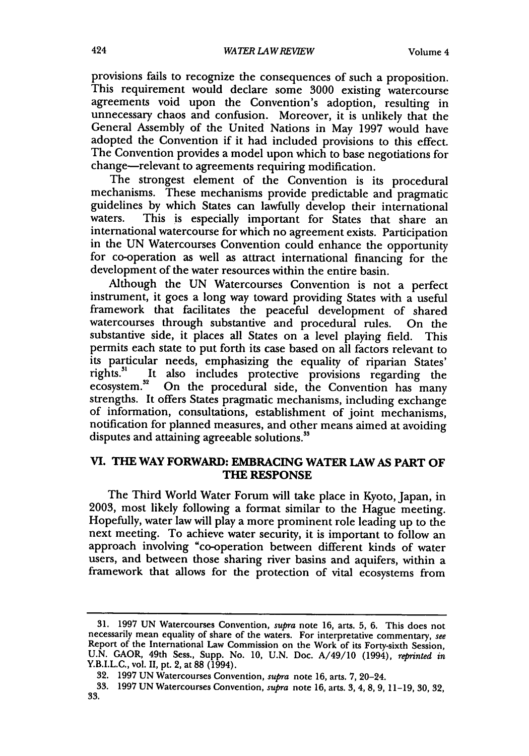provisions fails to recognize the consequences of such a proposition. This requirement would declare some 3000 existing watercourse agreements void upon the Convention's adoption, resulting in unnecessary chaos and confusion. Moreover, it is unlikely that the General Assembly of the United Nations in May 1997 would have adopted the Convention if it had included provisions to this effect. The Convention provides a model upon which to base negotiations for change—relevant to agreements requiring modification.

The strongest element of the Convention is its procedural mechanisms. These mechanisms provide predictable and pragmatic guidelines by which States can lawfully develop their international waters. This is especially important for States that share an international watercourse for which no agreement exists. Participation in the UN Watercourses Convention could enhance the opportunity for co-operation as well as attract international financing for the development of the water resources within the entire basin.

Although the UN Watercourses Convention is not a perfect instrument, it goes a long way toward providing States with a useful framework that facilitates the peaceful development of shared watercourses through substantive and procedural rules. On the substantive side, it places all States on a level playing field. This permits each state to put forth its case based on all factors relevant to its particular needs, emphasizing the equality of riparian States' rights.[31] It also includes protective provisions regarding the ecosystem.[32] On the procedural side, the Convention has many strengths. It offers States pragmatic mechanisms, including exchange of information, consultations, establishment of joint mechanisms, notification for planned measures, and other means aimed at avoiding disputes and attaining agreeable solutions.[33]

## VI. THE WAY FORWARD: EMBRACING WATER LAW AS PART OF THE RESPONSE

The Third World Water Forum will take place in Kyoto, Japan, in 2003, most likely following a format similar to the Hague meeting. Hopefully, water law will play a more prominent role leading up to the next meeting. To achieve water security, it is important to follow an approach involving "co-operation between different kinds of water users, and between those sharing river basins and aquifers, within a framework that allows for the protection of vital ecosystems from

---

31. 1997 UN Watercourses Convention, *supra* note 16, arts. 5, 6. This does not necessarily mean equality of share of the waters. For interpretative commentary, *see* Report of the International Law Commission on the Work of its Forty-sixth Session, U.N. GAOR, 49th Sess., Supp. No. 10, U.N. Doc. A/49/10 (1994), *reprinted in* Y.B.I.L.C., vol. II, pt. 2, at 88 (1994).

32. 1997 UN Watercourses Convention, *supra* note 16, arts. 7, 20-24.

33. 1997 UN Watercourses Convention, *supra* note 16, arts. 3, 4, 8, 9, 11-19, 30, 32, 33.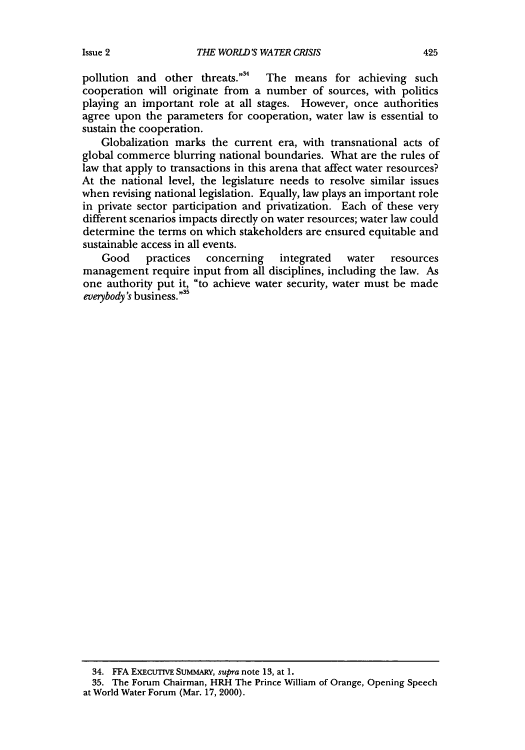pollution and other threats."[34] The means for achieving such cooperation will originate from a number of sources, with politics playing an important role at all stages. However, once authorities agree upon the parameters for cooperation, water law is essential to sustain the cooperation.

Globalization marks the current era, with transnational acts of global commerce blurring national boundaries. What are the rules of law that apply to transactions in this arena that affect water resources? At the national level, the legislature needs to resolve similar issues when revising national legislation. Equally, law plays an important role in private sector participation and privatization. Each of these very different scenarios impacts directly on water resources; water law could determine the terms on which stakeholders are ensured equitable and sustainable access in all events.

Good practices concerning integrated water resources management require input from all disciplines, including the law. As one authority put it, "to achieve water security, water must be made *everybody's* business."[35]

---

34. FFA EXECUTIVE SUMMARY, *supra* note 13, at 1.

35. The Forum Chairman, HRH The Prince William of Orange, Opening Speech at World Water Forum (Mar. 17, 2000).